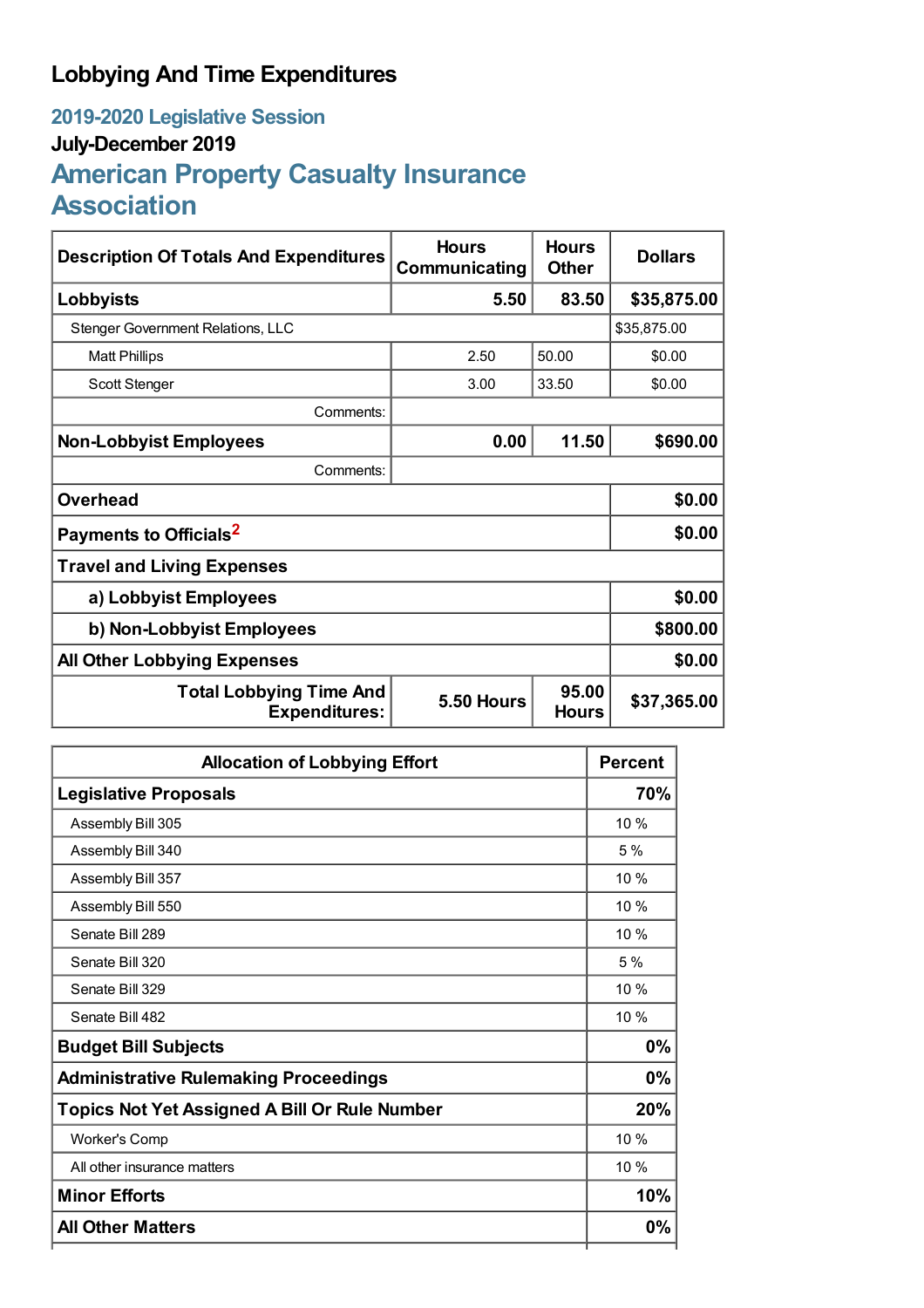# Lobbying And Time Expenditures

## 2019-2020 Legislative Session

### July-December 2019

## American Property Casualty Insurance Association

| Description Of Totals And Expenditures | Hours Communicating | Hours Other | Dollars |
|---|---|---|---|
| **Lobbyists** | **5.50** | **83.50** | **$35,875.00** |
| Stenger Government Relations, LLC | | | $35,875.00 |
| Matt Phillips | 2.50 | 50.00 | $0.00 |
| Scott Stenger | 3.00 | 33.50 | $0.00 |
| Comments: | | | |
| **Non-Lobbyist Employees** | **0.00** | **11.50** | **$690.00** |
| Comments: | | | |
| **Overhead** | | | **$0.00** |
| **Payments to Officials**[2] | | | **$0.00** |
| **Travel and Living Expenses** | | | |
| **a) Lobbyist Employees** | | | **$0.00** |
| **b) Non-Lobbyist Employees** | | | **$800.00** |
| **All Other Lobbying Expenses** | | | **$0.00** |
| **Total Lobbying Time And Expenditures:** | **5.50 Hours** | **95.00 Hours** | **$37,365.00** |

| Allocation of Lobbying Effort | Percent |
|---|---|
| **Legislative Proposals** | **70%** |
| Assembly Bill 305 | 10 % |
| Assembly Bill 340 | 5 % |
| Assembly Bill 357 | 10 % |
| Assembly Bill 550 | 10 % |
| Senate Bill 289 | 10 % |
| Senate Bill 320 | 5 % |
| Senate Bill 329 | 10 % |
| Senate Bill 482 | 10 % |
| **Budget Bill Subjects** | **0%** |
| **Administrative Rulemaking Proceedings** | **0%** |
| **Topics Not Yet Assigned A Bill Or Rule Number** | **20%** |
| Worker's Comp | 10 % |
| All other insurance matters | 10 % |
| **Minor Efforts** | **10%** |
| **All Other Matters** | **0%** |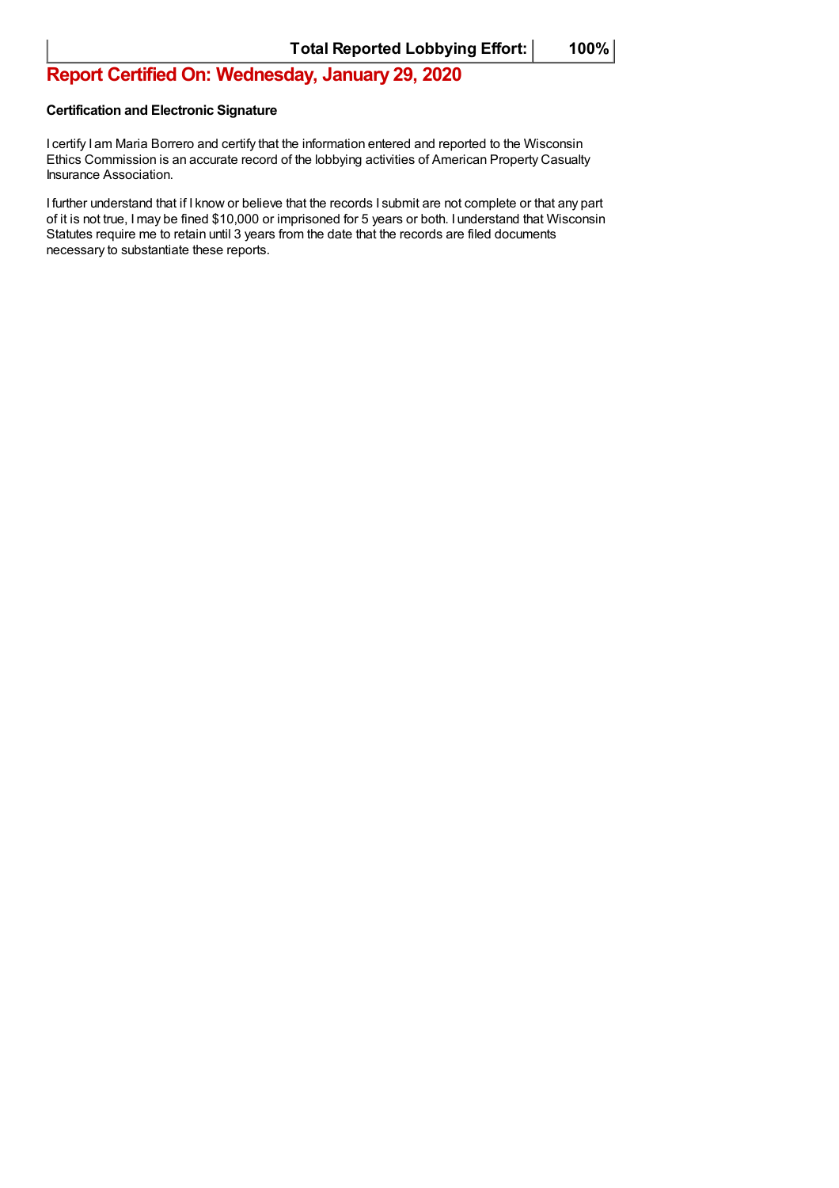| | |
|---|---|
| **Total Reported Lobbying Effort:** | **100%** |

## Report Certified On: Wednesday, January 29, 2020

**Certification and Electronic Signature**

I certify I am Maria Borrero and certify that the information entered and reported to the Wisconsin Ethics Commission is an accurate record of the lobbying activities of American Property Casualty Insurance Association.

I further understand that if I know or believe that the records I submit are not complete or that any part of it is not true, I may be fined $10,000 or imprisoned for 5 years or both. I understand that Wisconsin Statutes require me to retain until 3 years from the date that the records are filed documents necessary to substantiate these reports.